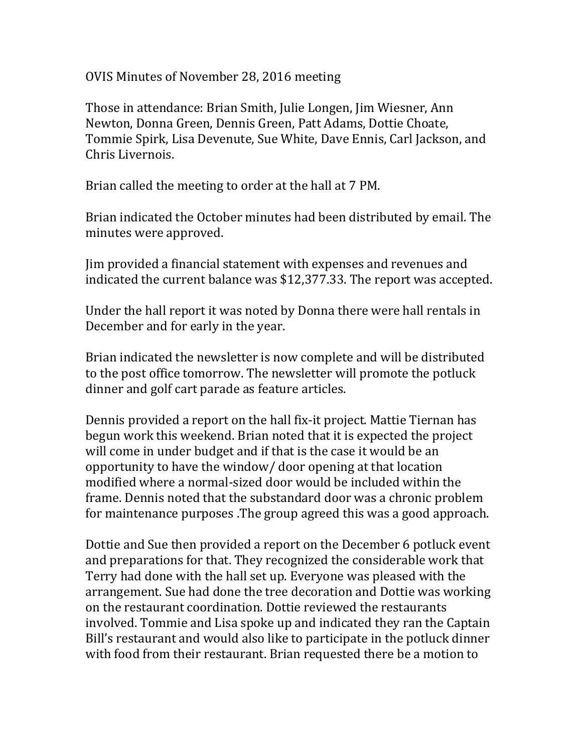OVIS Minutes of November 28, 2016 meeting

Those in attendance: Brian Smith, Julie Longen, Jim Wiesner, Ann Newton, Donna Green, Dennis Green, Patt Adams, Dottie Choate, Tommie Spirk, Lisa Devenute, Sue White, Dave Ennis, Carl Jackson, and Chris Livernois.

Brian called the meeting to order at the hall at 7 PM.

Brian indicated the October minutes had been distributed by email. The minutes were approved.

Jim provided a financial statement with expenses and revenues and indicated the current balance was $12,377.33. The report was accepted.

Under the hall report it was noted by Donna there were hall rentals in December and for early in the year.

Brian indicated the newsletter is now complete and will be distributed to the post office tomorrow. The newsletter will promote the potluck dinner and golf cart parade as feature articles.

Dennis provided a report on the hall fix-it project. Mattie Tiernan has begun work this weekend. Brian noted that it is expected the project will come in under budget and if that is the case it would be an opportunity to have the window/ door opening at that location modified where a normal-sized door would be included within the frame. Dennis noted that the substandard door was a chronic problem for maintenance purposes .The group agreed this was a good approach.

Dottie and Sue then provided a report on the December 6 potluck event and preparations for that. They recognized the considerable work that Terry had done with the hall set up. Everyone was pleased with the arrangement. Sue had done the tree decoration and Dottie was working on the restaurant coordination. Dottie reviewed the restaurants involved. Tommie and Lisa spoke up and indicated they ran the Captain Bill's restaurant and would also like to participate in the potluck dinner with food from their restaurant. Brian requested there be a motion to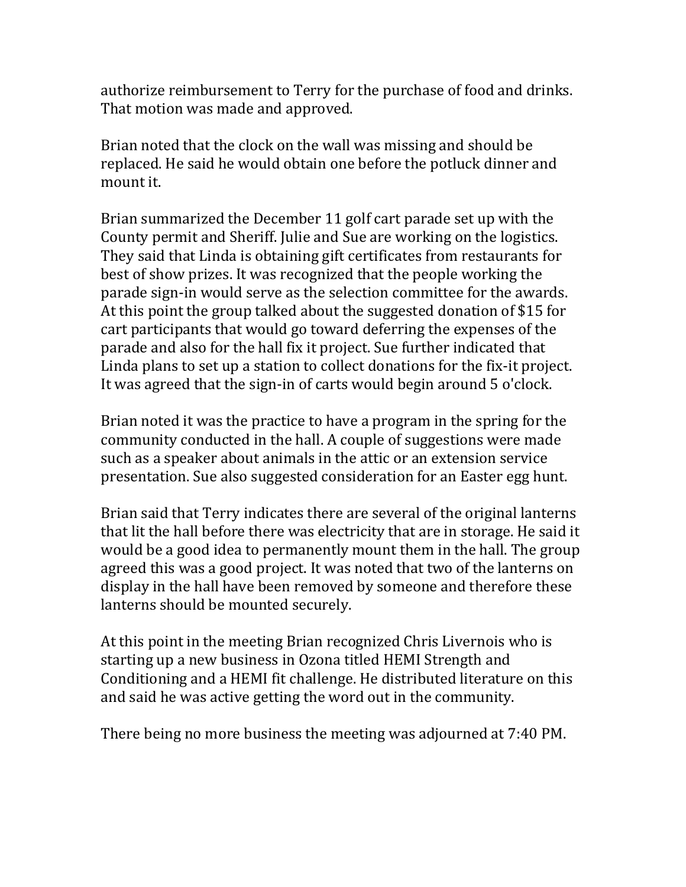authorize reimbursement to Terry for the purchase of food and drinks. That motion was made and approved.

Brian noted that the clock on the wall was missing and should be replaced. He said he would obtain one before the potluck dinner and mount it.

Brian summarized the December 11 golf cart parade set up with the County permit and Sheriff. Julie and Sue are working on the logistics. They said that Linda is obtaining gift certificates from restaurants for best of show prizes. It was recognized that the people working the parade sign-in would serve as the selection committee for the awards. At this point the group talked about the suggested donation of $15 for cart participants that would go toward deferring the expenses of the parade and also for the hall fix it project. Sue further indicated that Linda plans to set up a station to collect donations for the fix-it project. It was agreed that the sign-in of carts would begin around 5 o'clock.

Brian noted it was the practice to have a program in the spring for the community conducted in the hall. A couple of suggestions were made such as a speaker about animals in the attic or an extension service presentation. Sue also suggested consideration for an Easter egg hunt.

Brian said that Terry indicates there are several of the original lanterns that lit the hall before there was electricity that are in storage. He said it would be a good idea to permanently mount them in the hall. The group agreed this was a good project. It was noted that two of the lanterns on display in the hall have been removed by someone and therefore these lanterns should be mounted securely.

At this point in the meeting Brian recognized Chris Livernois who is starting up a new business in Ozona titled HEMI Strength and Conditioning and a HEMI fit challenge. He distributed literature on this and said he was active getting the word out in the community.

There being no more business the meeting was adjourned at 7:40 PM.